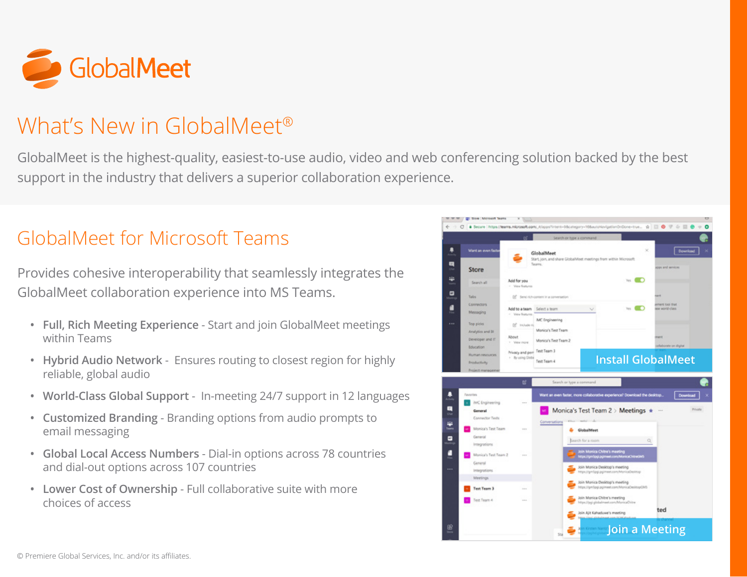GlobalMeet

# What's New in GlobalMeet®

GlobalMeet is the highest-quality, easiest-to-use audio, video and web conferencing solution backed by the best support in the industry that delivers a superior collaboration experience.

## GlobalMeet for Microsoft Teams

Provides cohesive interoperability that seamlessly integrates the GlobalMeet collaboration experience into MS Teams.

- **Full, Rich Meeting Experience** - Start and join GlobalMeet meetings within Teams
- **Hybrid Audio Network** - Ensures routing to closest region for highly reliable, global audio
- **World-Class Global Support** - In-meeting 24/7 support in 12 languages
- **Customized Branding** - Branding options from audio prompts to email messaging
- **Global Local Access Numbers** - Dial-in options across 78 countries and dial-out options across 107 countries
- **Lower Cost of Ownership** - Full collaborative suite with more choices of access

Install GlobalMeet

Join a Meeting

© Premiere Global Services, Inc. and/or its affiliates.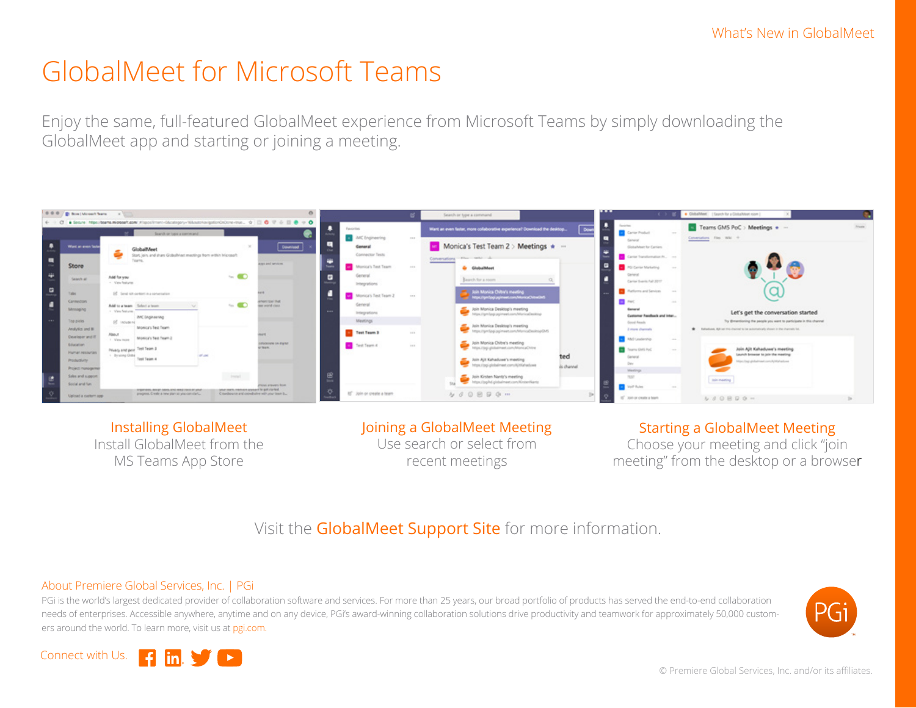# GlobalMeet for Microsoft Teams

Enjoy the same, full-featured GlobalMeet experience from Microsoft Teams by simply downloading the GlobalMeet app and starting or joining a meeting.

**Installing GlobalMeet**
Install GlobalMeet from the MS Teams App Store

**Joining a GlobalMeet Meeting**
Use search or select from recent meetings

**Starting a GlobalMeet Meeting**
Choose your meeting and click "join meeting" from the desktop or a browser

Visit the GlobalMeet Support Site for more information.

**About Premiere Global Services, Inc. | PGi**

PGi is the world's largest dedicated provider of collaboration software and services. For more than 25 years, our broad portfolio of products has served the end-to-end collaboration needs of enterprises. Accessible anywhere, anytime and on any device, PGi's award-winning collaboration solutions drive productivity and teamwork for approximately 50,000 customers around the world. To learn more, visit us at pgi.com.

Connect with Us.

© Premiere Global Services, Inc. and/or its affiliates.